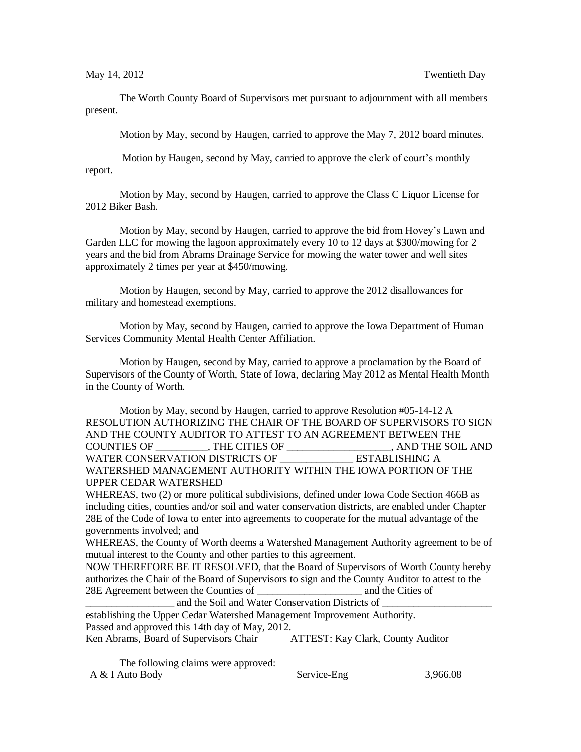May 14, 2012 Twentieth Day

The Worth County Board of Supervisors met pursuant to adjournment with all members present.

Motion by May, second by Haugen, carried to approve the May 7, 2012 board minutes.

Motion by Haugen, second by May, carried to approve the clerk of court's monthly report.

Motion by May, second by Haugen, carried to approve the Class C Liquor License for 2012 Biker Bash.

Motion by May, second by Haugen, carried to approve the bid from Hovey's Lawn and Garden LLC for mowing the lagoon approximately every 10 to 12 days at $300/mowing for 2 years and the bid from Abrams Drainage Service for mowing the water tower and well sites approximately 2 times per year at $450/mowing.

Motion by Haugen, second by May, carried to approve the 2012 disallowances for military and homestead exemptions.

Motion by May, second by Haugen, carried to approve the Iowa Department of Human Services Community Mental Health Center Affiliation.

Motion by Haugen, second by May, carried to approve a proclamation by the Board of Supervisors of the County of Worth, State of Iowa, declaring May 2012 as Mental Health Month in the County of Worth.

Motion by May, second by Haugen, carried to approve Resolution #05-14-12 A RESOLUTION AUTHORIZING THE CHAIR OF THE BOARD OF SUPERVISORS TO SIGN AND THE COUNTY AUDITOR TO ATTEST TO AN AGREEMENT BETWEEN THE COUNTIES OF __________, THE CITIES OF ____________________, AND THE SOIL AND WATER CONSERVATION DISTRICTS OF ______________ ESTABLISHING A WATERSHED MANAGEMENT AUTHORITY WITHIN THE IOWA PORTION OF THE UPPER CEDAR WATERSHED

WHEREAS, two (2) or more political subdivisions, defined under Iowa Code Section 466B as including cities, counties and/or soil and water conservation districts, are enabled under Chapter 28E of the Code of Iowa to enter into agreements to cooperate for the mutual advantage of the governments involved; and

WHEREAS, the County of Worth deems a Watershed Management Authority agreement to be of mutual interest to the County and other parties to this agreement.

NOW THEREFORE BE IT RESOLVED, that the Board of Supervisors of Worth County hereby authorizes the Chair of the Board of Supervisors to sign and the County Auditor to attest to the 28E Agreement between the Counties of ____________________ and the Cities of _________________ and the Soil and Water Conservation Districts of _____________________ establishing the Upper Cedar Watershed Management Improvement Authority.

Passed and approved this 14th day of May, 2012.

Ken Abrams, Board of Supervisors Chair ATTEST: Kay Clark, County Auditor

The following claims were approved:

| | | |
|---|---|---|
| A & I Auto Body | Service-Eng | 3,966.08 |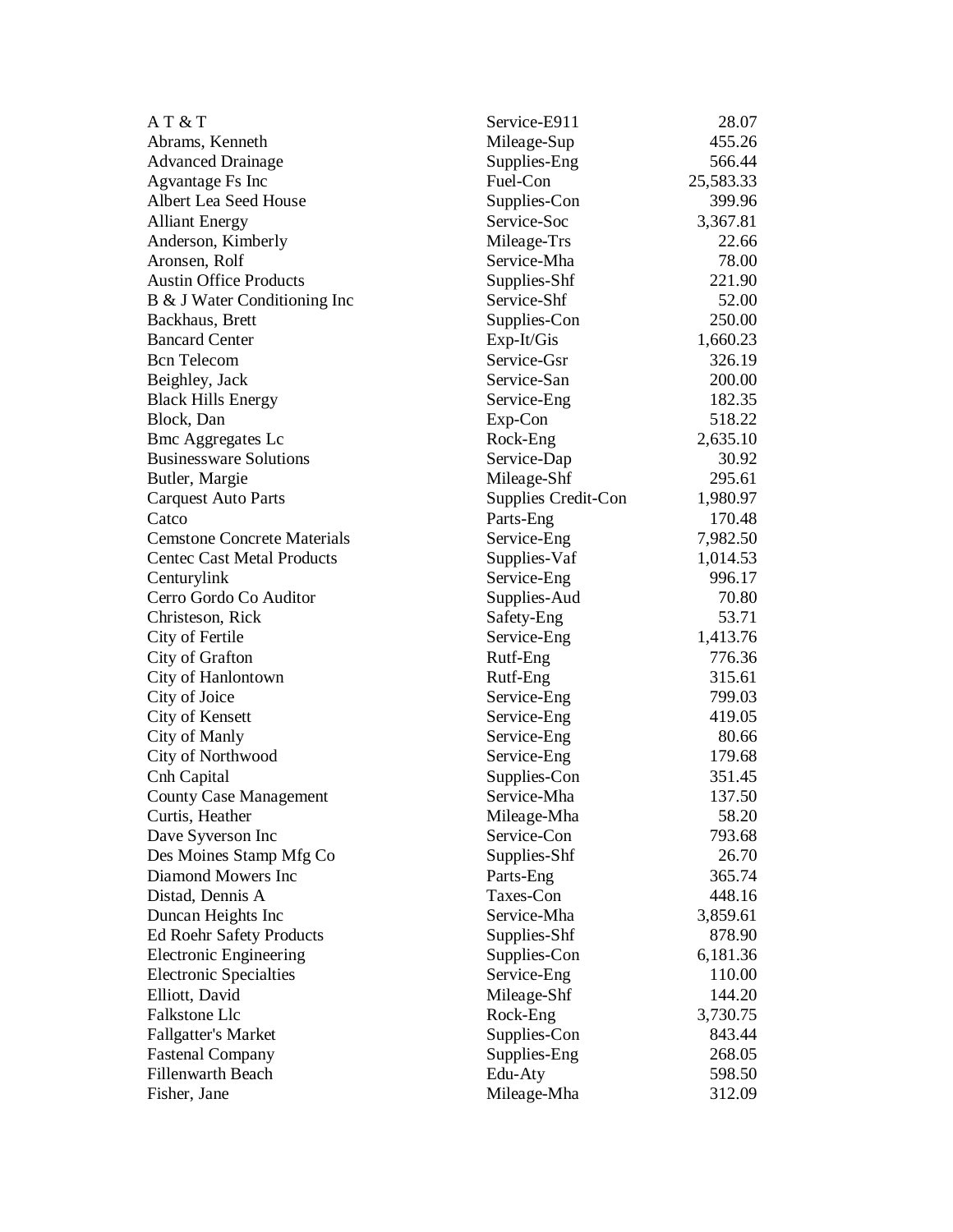| | | |
|---|---|---|
| A T & T | Service-E911 | 28.07 |
| Abrams, Kenneth | Mileage-Sup | 455.26 |
| Advanced Drainage | Supplies-Eng | 566.44 |
| Agvantage Fs Inc | Fuel-Con | 25,583.33 |
| Albert Lea Seed House | Supplies-Con | 399.96 |
| Alliant Energy | Service-Soc | 3,367.81 |
| Anderson, Kimberly | Mileage-Trs | 22.66 |
| Aronsen, Rolf | Service-Mha | 78.00 |
| Austin Office Products | Supplies-Shf | 221.90 |
| B & J Water Conditioning Inc | Service-Shf | 52.00 |
| Backhaus, Brett | Supplies-Con | 250.00 |
| Bancard Center | Exp-It/Gis | 1,660.23 |
| Bcn Telecom | Service-Gsr | 326.19 |
| Beighley, Jack | Service-San | 200.00 |
| Black Hills Energy | Service-Eng | 182.35 |
| Block, Dan | Exp-Con | 518.22 |
| Bmc Aggregates Lc | Rock-Eng | 2,635.10 |
| Businessware Solutions | Service-Dap | 30.92 |
| Butler, Margie | Mileage-Shf | 295.61 |
| Carquest Auto Parts | Supplies Credit-Con | 1,980.97 |
| Catco | Parts-Eng | 170.48 |
| Cemstone Concrete Materials | Service-Eng | 7,982.50 |
| Centec Cast Metal Products | Supplies-Vaf | 1,014.53 |
| Centurylink | Service-Eng | 996.17 |
| Cerro Gordo Co Auditor | Supplies-Aud | 70.80 |
| Christeson, Rick | Safety-Eng | 53.71 |
| City of Fertile | Service-Eng | 1,413.76 |
| City of Grafton | Rutf-Eng | 776.36 |
| City of Hanlontown | Rutf-Eng | 315.61 |
| City of Joice | Service-Eng | 799.03 |
| City of Kensett | Service-Eng | 419.05 |
| City of Manly | Service-Eng | 80.66 |
| City of Northwood | Service-Eng | 179.68 |
| Cnh Capital | Supplies-Con | 351.45 |
| County Case Management | Service-Mha | 137.50 |
| Curtis, Heather | Mileage-Mha | 58.20 |
| Dave Syverson Inc | Service-Con | 793.68 |
| Des Moines Stamp Mfg Co | Supplies-Shf | 26.70 |
| Diamond Mowers Inc | Parts-Eng | 365.74 |
| Distad, Dennis A | Taxes-Con | 448.16 |
| Duncan Heights Inc | Service-Mha | 3,859.61 |
| Ed Roehr Safety Products | Supplies-Shf | 878.90 |
| Electronic Engineering | Supplies-Con | 6,181.36 |
| Electronic Specialties | Service-Eng | 110.00 |
| Elliott, David | Mileage-Shf | 144.20 |
| Falkstone Llc | Rock-Eng | 3,730.75 |
| Fallgatter's Market | Supplies-Con | 843.44 |
| Fastenal Company | Supplies-Eng | 268.05 |
| Fillenwarth Beach | Edu-Aty | 598.50 |
| Fisher, Jane | Mileage-Mha | 312.09 |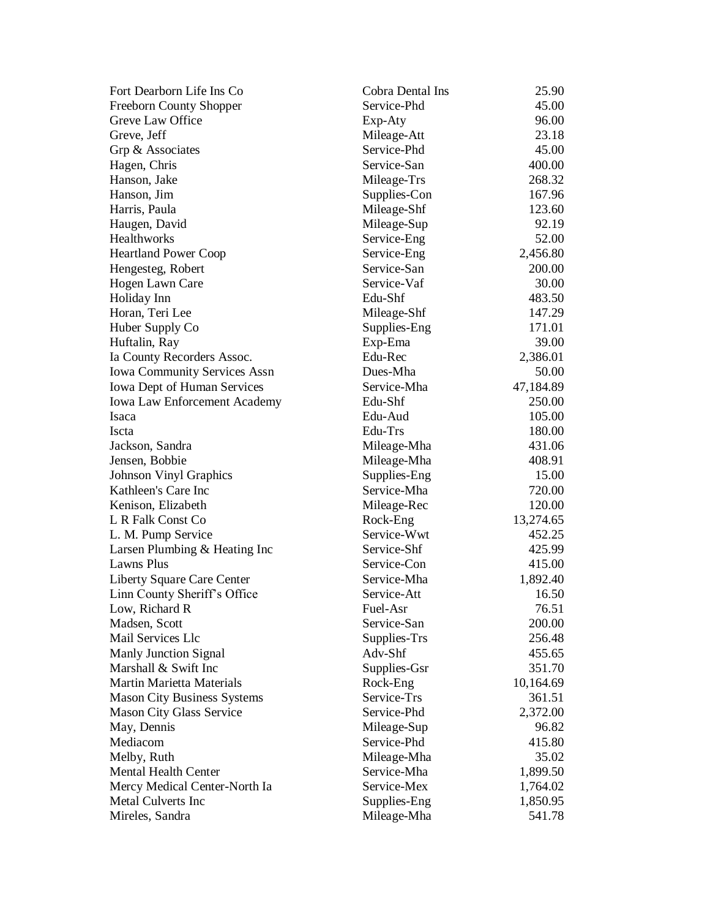| | | |
|---|---|---|
| Fort Dearborn Life Ins Co | Cobra Dental Ins | 25.90 |
| Freeborn County Shopper | Service-Phd | 45.00 |
| Greve Law Office | Exp-Aty | 96.00 |
| Greve, Jeff | Mileage-Att | 23.18 |
| Grp & Associates | Service-Phd | 45.00 |
| Hagen, Chris | Service-San | 400.00 |
| Hanson, Jake | Mileage-Trs | 268.32 |
| Hanson, Jim | Supplies-Con | 167.96 |
| Harris, Paula | Mileage-Shf | 123.60 |
| Haugen, David | Mileage-Sup | 92.19 |
| Healthworks | Service-Eng | 52.00 |
| Heartland Power Coop | Service-Eng | 2,456.80 |
| Hengesteg, Robert | Service-San | 200.00 |
| Hogen Lawn Care | Service-Vaf | 30.00 |
| Holiday Inn | Edu-Shf | 483.50 |
| Horan, Teri Lee | Mileage-Shf | 147.29 |
| Huber Supply Co | Supplies-Eng | 171.01 |
| Huftalin, Ray | Exp-Ema | 39.00 |
| Ia County Recorders Assoc. | Edu-Rec | 2,386.01 |
| Iowa Community Services Assn | Dues-Mha | 50.00 |
| Iowa Dept of Human Services | Service-Mha | 47,184.89 |
| Iowa Law Enforcement Academy | Edu-Shf | 250.00 |
| Isaca | Edu-Aud | 105.00 |
| Iscta | Edu-Trs | 180.00 |
| Jackson, Sandra | Mileage-Mha | 431.06 |
| Jensen, Bobbie | Mileage-Mha | 408.91 |
| Johnson Vinyl Graphics | Supplies-Eng | 15.00 |
| Kathleen's Care Inc | Service-Mha | 720.00 |
| Kenison, Elizabeth | Mileage-Rec | 120.00 |
| L R Falk Const Co | Rock-Eng | 13,274.65 |
| L. M. Pump Service | Service-Wwt | 452.25 |
| Larsen Plumbing & Heating Inc | Service-Shf | 425.99 |
| Lawns Plus | Service-Con | 415.00 |
| Liberty Square Care Center | Service-Mha | 1,892.40 |
| Linn County Sheriff's Office | Service-Att | 16.50 |
| Low, Richard R | Fuel-Asr | 76.51 |
| Madsen, Scott | Service-San | 200.00 |
| Mail Services Llc | Supplies-Trs | 256.48 |
| Manly Junction Signal | Adv-Shf | 455.65 |
| Marshall & Swift Inc | Supplies-Gsr | 351.70 |
| Martin Marietta Materials | Rock-Eng | 10,164.69 |
| Mason City Business Systems | Service-Trs | 361.51 |
| Mason City Glass Service | Service-Phd | 2,372.00 |
| May, Dennis | Mileage-Sup | 96.82 |
| Mediacom | Service-Phd | 415.80 |
| Melby, Ruth | Mileage-Mha | 35.02 |
| Mental Health Center | Service-Mha | 1,899.50 |
| Mercy Medical Center-North Ia | Service-Mex | 1,764.02 |
| Metal Culverts Inc | Supplies-Eng | 1,850.95 |
| Mireles, Sandra | Mileage-Mha | 541.78 |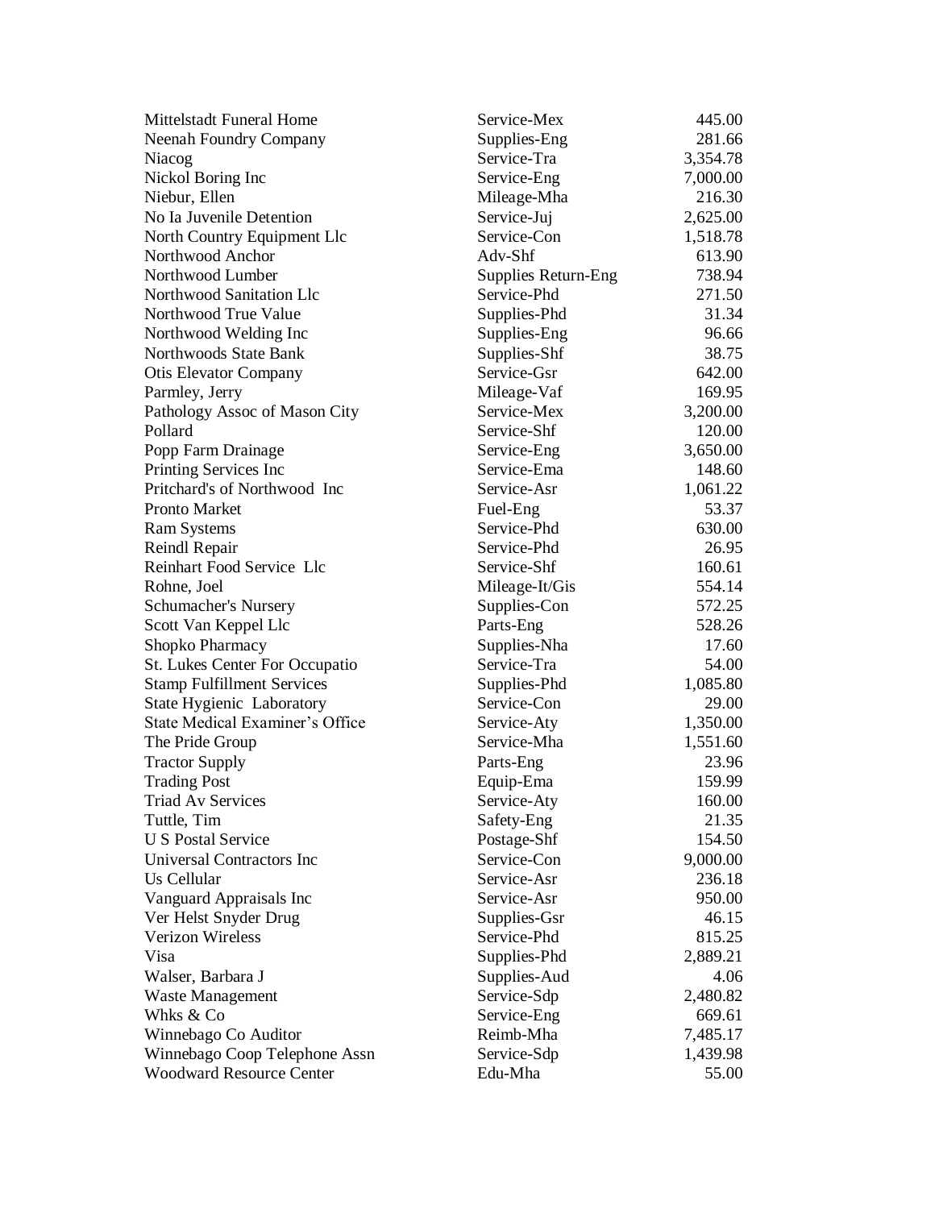| | | |
|---|---|---|
| Mittelstadt Funeral Home | Service-Mex | 445.00 |
| Neenah Foundry Company | Supplies-Eng | 281.66 |
| Niacog | Service-Tra | 3,354.78 |
| Nickol Boring Inc | Service-Eng | 7,000.00 |
| Niebur, Ellen | Mileage-Mha | 216.30 |
| No Ia Juvenile Detention | Service-Juj | 2,625.00 |
| North Country Equipment Llc | Service-Con | 1,518.78 |
| Northwood Anchor | Adv-Shf | 613.90 |
| Northwood Lumber | Supplies Return-Eng | 738.94 |
| Northwood Sanitation Llc | Service-Phd | 271.50 |
| Northwood True Value | Supplies-Phd | 31.34 |
| Northwood Welding Inc | Supplies-Eng | 96.66 |
| Northwoods State Bank | Supplies-Shf | 38.75 |
| Otis Elevator Company | Service-Gsr | 642.00 |
| Parmley, Jerry | Mileage-Vaf | 169.95 |
| Pathology Assoc of Mason City | Service-Mex | 3,200.00 |
| Pollard | Service-Shf | 120.00 |
| Popp Farm Drainage | Service-Eng | 3,650.00 |
| Printing Services Inc | Service-Ema | 148.60 |
| Pritchard's of Northwood Inc | Service-Asr | 1,061.22 |
| Pronto Market | Fuel-Eng | 53.37 |
| Ram Systems | Service-Phd | 630.00 |
| Reindl Repair | Service-Phd | 26.95 |
| Reinhart Food Service Llc | Service-Shf | 160.61 |
| Rohne, Joel | Mileage-It/Gis | 554.14 |
| Schumacher's Nursery | Supplies-Con | 572.25 |
| Scott Van Keppel Llc | Parts-Eng | 528.26 |
| Shopko Pharmacy | Supplies-Nha | 17.60 |
| St. Lukes Center For Occupatio | Service-Tra | 54.00 |
| Stamp Fulfillment Services | Supplies-Phd | 1,085.80 |
| State Hygienic Laboratory | Service-Con | 29.00 |
| State Medical Examiner's Office | Service-Aty | 1,350.00 |
| The Pride Group | Service-Mha | 1,551.60 |
| Tractor Supply | Parts-Eng | 23.96 |
| Trading Post | Equip-Ema | 159.99 |
| Triad Av Services | Service-Aty | 160.00 |
| Tuttle, Tim | Safety-Eng | 21.35 |
| U S Postal Service | Postage-Shf | 154.50 |
| Universal Contractors Inc | Service-Con | 9,000.00 |
| Us Cellular | Service-Asr | 236.18 |
| Vanguard Appraisals Inc | Service-Asr | 950.00 |
| Ver Helst Snyder Drug | Supplies-Gsr | 46.15 |
| Verizon Wireless | Service-Phd | 815.25 |
| Visa | Supplies-Phd | 2,889.21 |
| Walser, Barbara J | Supplies-Aud | 4.06 |
| Waste Management | Service-Sdp | 2,480.82 |
| Whks & Co | Service-Eng | 669.61 |
| Winnebago Co Auditor | Reimb-Mha | 7,485.17 |
| Winnebago Coop Telephone Assn | Service-Sdp | 1,439.98 |
| Woodward Resource Center | Edu-Mha | 55.00 |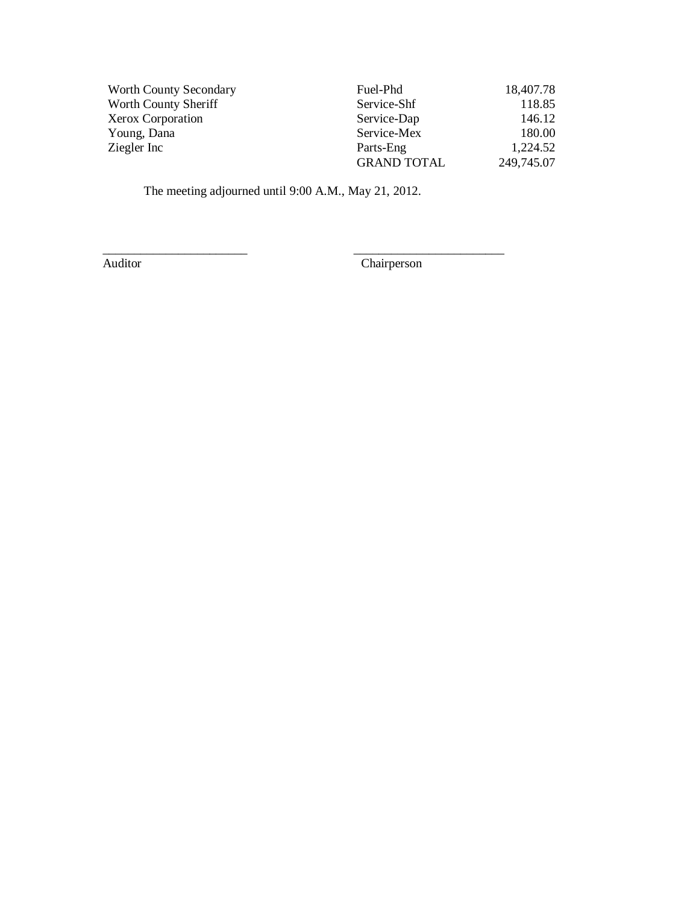| | | |
|---|---|---|
| Worth County Secondary | Fuel-Phd | 18,407.78 |
| Worth County Sheriff | Service-Shf | 118.85 |
| Xerox Corporation | Service-Dap | 146.12 |
| Young, Dana | Service-Mex | 180.00 |
| Ziegler Inc | Parts-Eng | 1,224.52 |
| | GRAND TOTAL | 249,745.07 |

The meeting adjourned until 9:00 A.M., May 21, 2012.

________________________ ________________________

Auditor Chairperson